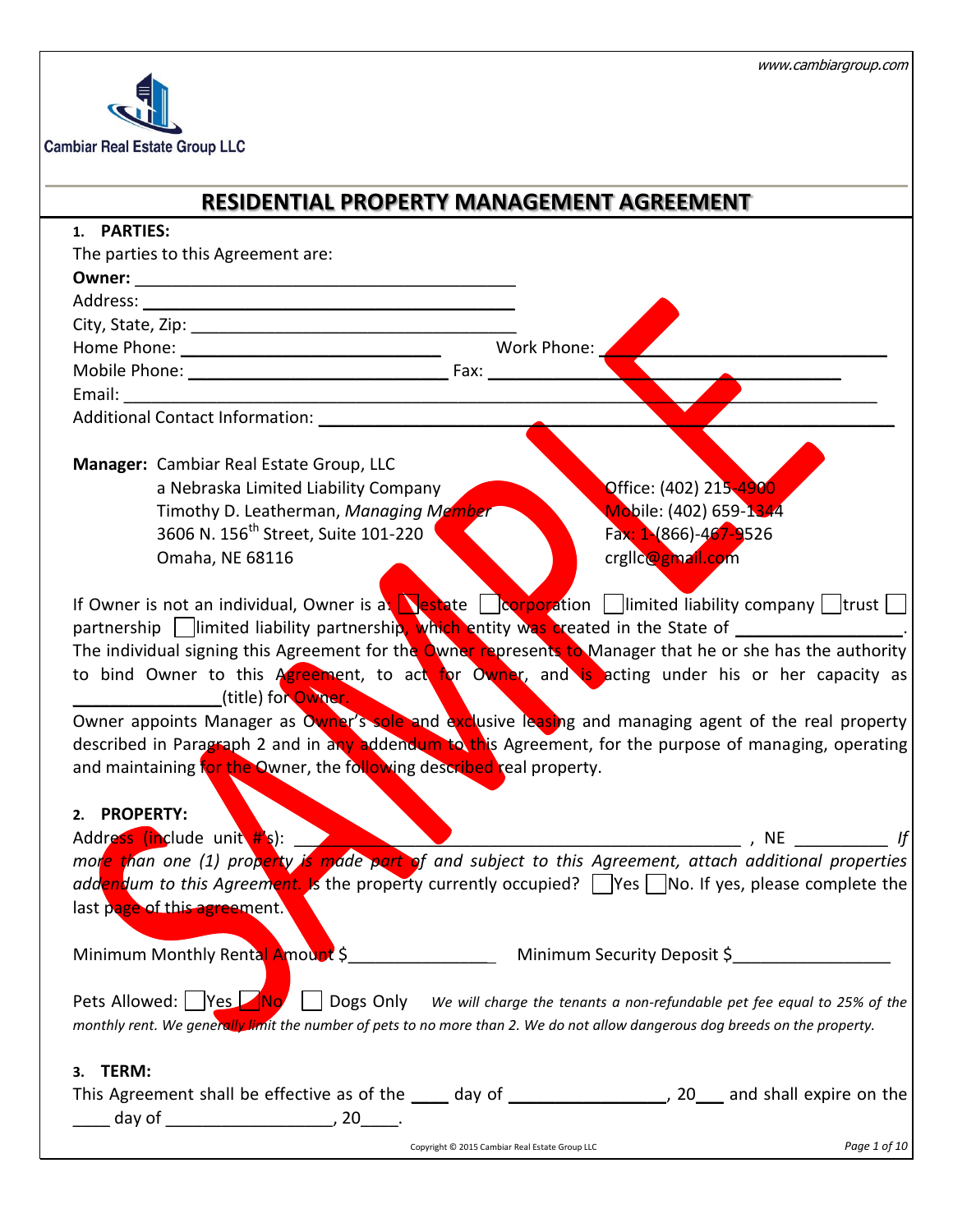Cambiar Real Estate Group LLC

www.cambiargroup.com

# RESIDENTIAL PROPERTY MANAGEMENT AGREEMENT

## 1. PARTIES:

The parties to this Agreement are:

**Owner:** ________________________________________

Address: ________________________________________

City, State, Zip: ________________________________

Home Phone: ____________________________ Work Phone: ____________________________

Mobile Phone: ____________________________ Fax: ____________________________

Email: ______________________________________________________________________

Additional Contact Information: ______________________________________________

**Manager:** Cambiar Real Estate Group, LLC
a Nebraska Limited Liability Company
Timothy D. Leatherman, *Managing Member*
3606 N. 156th Street, Suite 101-220
Omaha, NE 68116

Office: (402) 215-4900
Mobile: (402) 659-1344
Fax: 1-(866)-467-9526
crgllc@gmail.com

If Owner is not an individual, Owner is a: ☐ estate ☐ corporation ☐ limited liability company ☐ trust ☐ partnership ☐ limited liability partnership, which entity was created in the State of _________________. The individual signing this Agreement for the Owner represents to Manager that he or she has the authority to bind Owner to this Agreement, to act for Owner, and is acting under his or her capacity as _______________(title) for Owner.

Owner appoints Manager as Owner's sole and exclusive leasing and managing agent of the real property described in Paragraph 2 and in any addendum to this Agreement, for the purpose of managing, operating and maintaining for the Owner, the following described real property.

## 2. PROPERTY:

Address (include unit #'s): ______________________________________________ , NE __________ *If more than one (1) property is made part of and subject to this Agreement, attach additional properties addendum to this Agreement.* Is the property currently occupied? ☐ Yes ☐ No. If yes, please complete the last page of this agreement.

Minimum Monthly Rental Amount $_______________ Minimum Security Deposit $________________

Pets Allowed: ☐ Yes ☐ No ☐ Dogs Only *We will charge the tenants a non-refundable pet fee equal to 25% of the monthly rent. We generally limit the number of pets to no more than 2. We do not allow dangerous dog breeds on the property.*

## 3. TERM:

This Agreement shall be effective as of the ____ day of ________________, 20___ and shall expire on the ____ day of _________________, 20____.

Copyright © 2015 Cambiar Real Estate Group LLC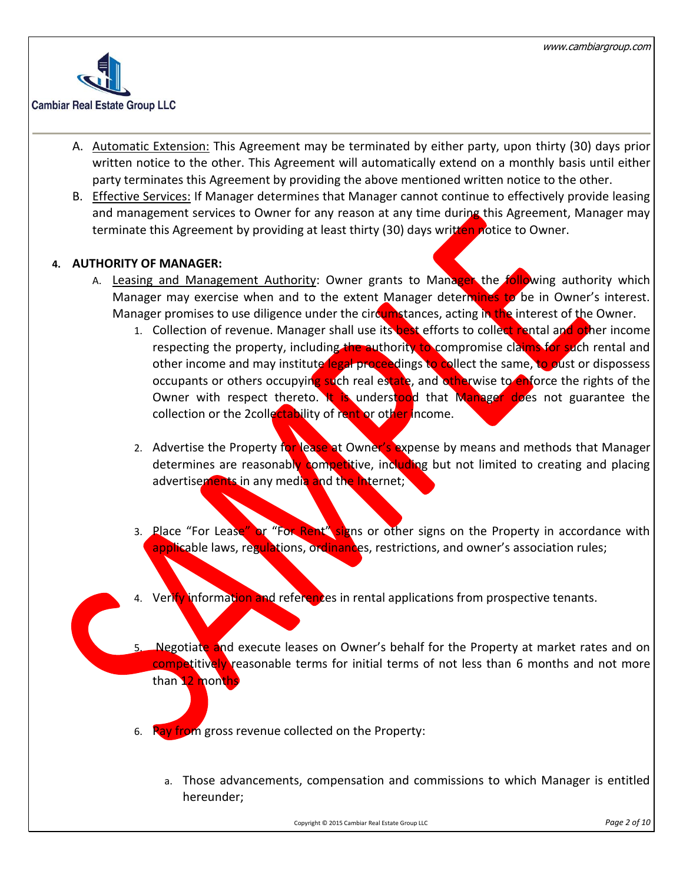A. Automatic Extension: This Agreement may be terminated by either party, upon thirty (30) days prior written notice to the other. This Agreement will automatically extend on a monthly basis until either party terminates this Agreement by providing the above mentioned written notice to the other.

B. Effective Services: If Manager determines that Manager cannot continue to effectively provide leasing and management services to Owner for any reason at any time during this Agreement, Manager may terminate this Agreement by providing at least thirty (30) days written notice to Owner.

**4. AUTHORITY OF MANAGER:**

A. Leasing and Management Authority: Owner grants to Manager the following authority which Manager may exercise when and to the extent Manager determines to be in Owner's interest. Manager promises to use diligence under the circumstances, acting in the interest of the Owner.

1. Collection of revenue. Manager shall use its best efforts to collect rental and other income respecting the property, including the authority to compromise claims for such rental and other income and may institute legal proceedings to collect the same, to oust or dispossess occupants or others occupying such real estate, and otherwise to enforce the rights of the Owner with respect thereto. It is understood that Manager does not guarantee the collection or the 2collectability of rent or other income.

2. Advertise the Property for lease at Owner's expense by means and methods that Manager determines are reasonably competitive, including but not limited to creating and placing advertisements in any media and the Internet;

3. Place "For Lease" or "For Rent" signs or other signs on the Property in accordance with applicable laws, regulations, ordinances, restrictions, and owner's association rules;

4. Verify information and references in rental applications from prospective tenants.

5. Negotiate and execute leases on Owner's behalf for the Property at market rates and on competitively reasonable terms for initial terms of not less than 6 months and not more than 12 months

6. Pay from gross revenue collected on the Property:

   a. Those advancements, compensation and commissions to which Manager is entitled hereunder;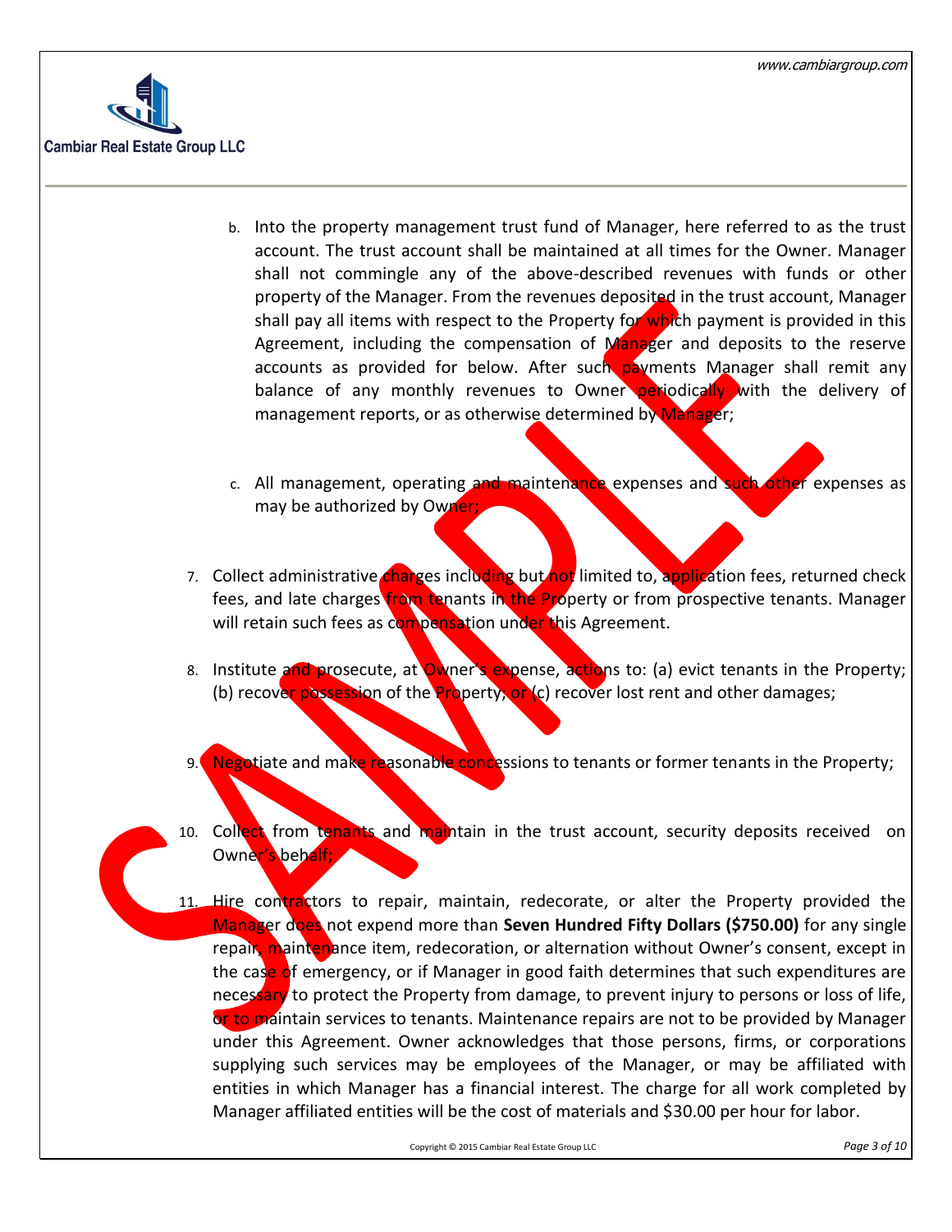b. Into the property management trust fund of Manager, here referred to as the trust account. The trust account shall be maintained at all times for the Owner. Manager shall not commingle any of the above-described revenues with funds or other property of the Manager. From the revenues deposited in the trust account, Manager shall pay all items with respect to the Property for which payment is provided in this Agreement, including the compensation of Manager and deposits to the reserve accounts as provided for below. After such payments Manager shall remit any balance of any monthly revenues to Owner periodically with the delivery of management reports, or as otherwise determined by Manager;

c. All management, operating and maintenance expenses and such other expenses as may be authorized by Owner;

7. Collect administrative charges including but not limited to, application fees, returned check fees, and late charges from tenants in the Property or from prospective tenants. Manager will retain such fees as compensation under this Agreement.

8. Institute and prosecute, at Owner's expense, actions to: (a) evict tenants in the Property; (b) recover possession of the Property; or (c) recover lost rent and other damages;

9. Negotiate and make reasonable concessions to tenants or former tenants in the Property;

10. Collect from tenants and maintain in the trust account, security deposits received on Owner's behalf;

11. Hire contractors to repair, maintain, redecorate, or alter the Property provided the Manager does not expend more than **Seven Hundred Fifty Dollars ($750.00)** for any single repair, maintenance item, redecoration, or alternation without Owner's consent, except in the case of emergency, or if Manager in good faith determines that such expenditures are necessary to protect the Property from damage, to prevent injury to persons or loss of life, or to maintain services to tenants. Maintenance repairs are not to be provided by Manager under this Agreement. Owner acknowledges that those persons, firms, or corporations supplying such services may be employees of the Manager, or may be affiliated with entities in which Manager has a financial interest. The charge for all work completed by Manager affiliated entities will be the cost of materials and $30.00 per hour for labor.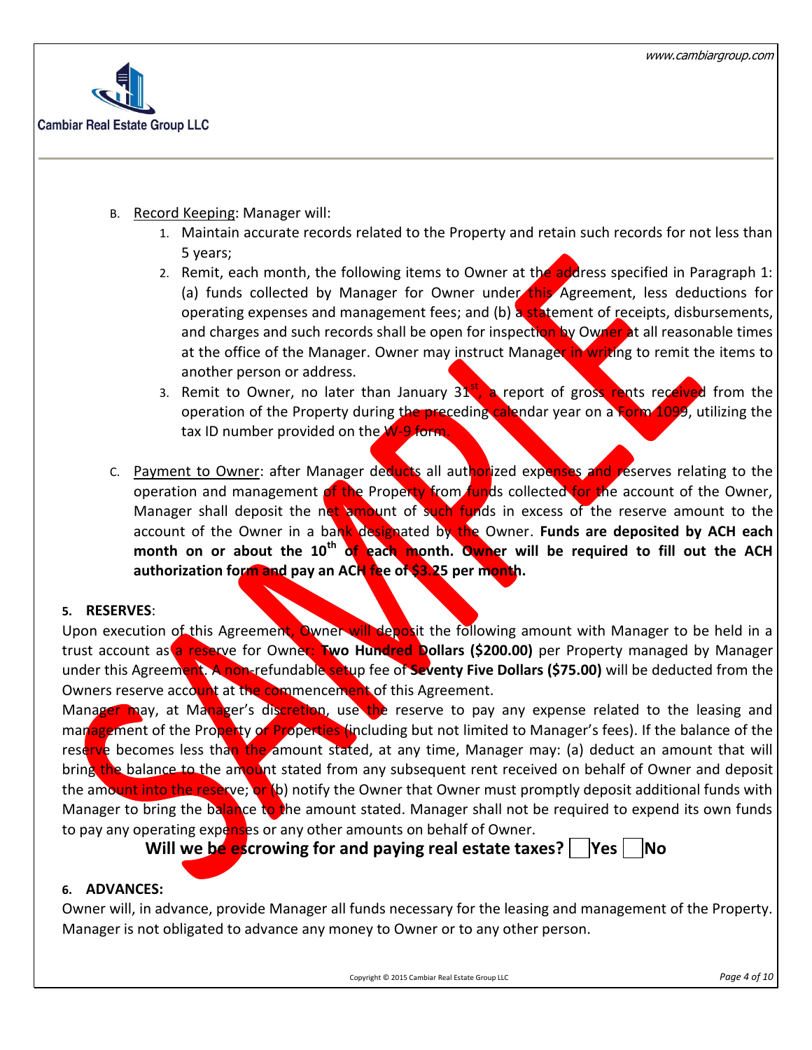B. <u>Record Keeping</u>: Manager will:

1. Maintain accurate records related to the Property and retain such records for not less than 5 years;
2. Remit, each month, the following items to Owner at the address specified in Paragraph 1: (a) funds collected by Manager for Owner under this Agreement, less deductions for operating expenses and management fees; and (b) a statement of receipts, disbursements, and charges and such records shall be open for inspection by Owner at all reasonable times at the office of the Manager. Owner may instruct Manager in writing to remit the items to another person or address.
3. Remit to Owner, no later than January 31st, a report of gross rents received from the operation of the Property during the preceding calendar year on a Form 1099, utilizing the tax ID number provided on the W-9 form.

C. <u>Payment to Owner</u>: after Manager deducts all authorized expenses and reserves relating to the operation and management of the Property from funds collected for the account of the Owner, Manager shall deposit the net amount of such funds in excess of the reserve amount to the account of the Owner in a bank designated by the Owner. **Funds are deposited by ACH each month on or about the 10th of each month. Owner will be required to fill out the ACH authorization form and pay an ACH fee of $3.25 per month.**

**5. RESERVES**:

Upon execution of this Agreement, Owner will deposit the following amount with Manager to be held in a trust account as a reserve for Owner: **Two Hundred Dollars ($200.00)** per Property managed by Manager under this Agreement. A non-refundable setup fee of **Seventy Five Dollars ($75.00)** will be deducted from the Owners reserve account at the commencement of this Agreement.

Manager may, at Manager's discretion, use the reserve to pay any expense related to the leasing and management of the Property or Properties (including but not limited to Manager's fees). If the balance of the reserve becomes less than the amount stated, at any time, Manager may: (a) deduct an amount that will bring the balance to the amount stated from any subsequent rent received on behalf of Owner and deposit the amount into the reserve; or (b) notify the Owner that Owner must promptly deposit additional funds with Manager to bring the balance to the amount stated. Manager shall not be required to expend its own funds to pay any operating expenses or any other amounts on behalf of Owner.

**Will we be escrowing for and paying real estate taxes? ☐ Yes ☐ No**

**6. ADVANCES:**

Owner will, in advance, provide Manager all funds necessary for the leasing and management of the Property. Manager is not obligated to advance any money to Owner or to any other person.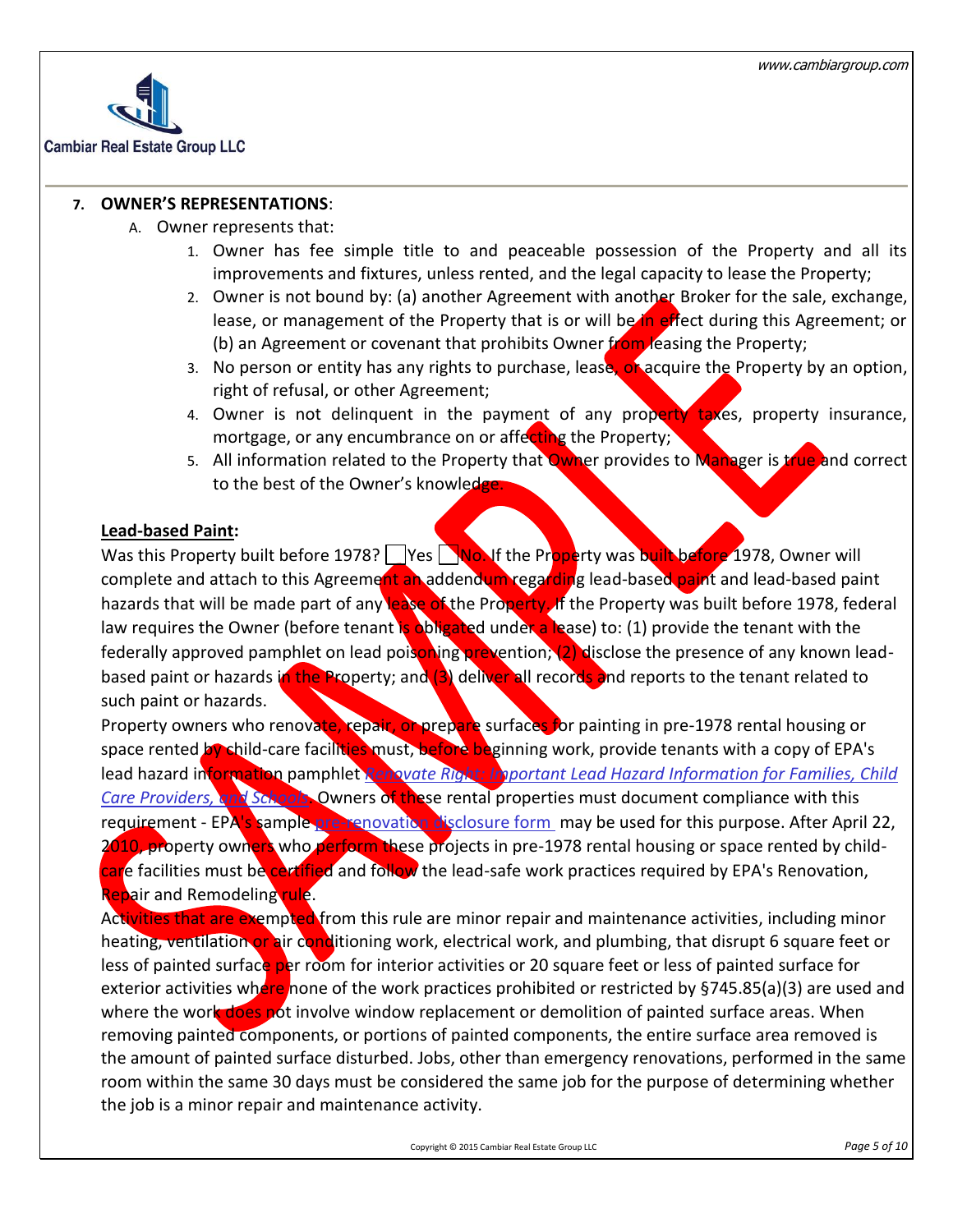7. **OWNER'S REPRESENTATIONS**:
   A. Owner represents that:
      1. Owner has fee simple title to and peaceable possession of the Property and all its improvements and fixtures, unless rented, and the legal capacity to lease the Property;
      2. Owner is not bound by: (a) another Agreement with another Broker for the sale, exchange, lease, or management of the Property that is or will be in effect during this Agreement; or (b) an Agreement or covenant that prohibits Owner from leasing the Property;
      3. No person or entity has any rights to purchase, lease, or acquire the Property by an option, right of refusal, or other Agreement;
      4. Owner is not delinquent in the payment of any property taxes, property insurance, mortgage, or any encumbrance on or affecting the Property;
      5. All information related to the Property that Owner provides to Manager is true and correct to the best of the Owner's knowledge.

**Lead-based Paint:**

Was this Property built before 1978? ☐ Yes ☐ No. If the Property was built before 1978, Owner will complete and attach to this Agreement an addendum regarding lead-based paint and lead-based paint hazards that will be made part of any lease of the Property. If the Property was built before 1978, federal law requires the Owner (before tenant is obligated under a lease) to: (1) provide the tenant with the federally approved pamphlet on lead poisoning prevention; (2) disclose the presence of any known lead-based paint or hazards in the Property; and (3) deliver all records and reports to the tenant related to such paint or hazards.

Property owners who renovate, repair, or prepare surfaces for painting in pre-1978 rental housing or space rented by child-care facilities must, before beginning work, provide tenants with a copy of EPA's lead hazard information pamphlet *Renovate Right: Important Lead Hazard Information for Families, Child Care Providers, and Schools*. Owners of these rental properties must document compliance with this requirement - EPA's sample pre-renovation disclosure form may be used for this purpose. After April 22, 2010, property owners who perform these projects in pre-1978 rental housing or space rented by child-care facilities must be certified and follow the lead-safe work practices required by EPA's Renovation, Repair and Remodeling rule.

Activities that are exempted from this rule are minor repair and maintenance activities, including minor heating, ventilation or air conditioning work, electrical work, and plumbing, that disrupt 6 square feet or less of painted surface per room for interior activities or 20 square feet or less of painted surface for exterior activities where none of the work practices prohibited or restricted by §745.85(a)(3) are used and where the work does not involve window replacement or demolition of painted surface areas. When removing painted components, or portions of painted components, the entire surface area removed is the amount of painted surface disturbed. Jobs, other than emergency renovations, performed in the same room within the same 30 days must be considered the same job for the purpose of determining whether the job is a minor repair and maintenance activity.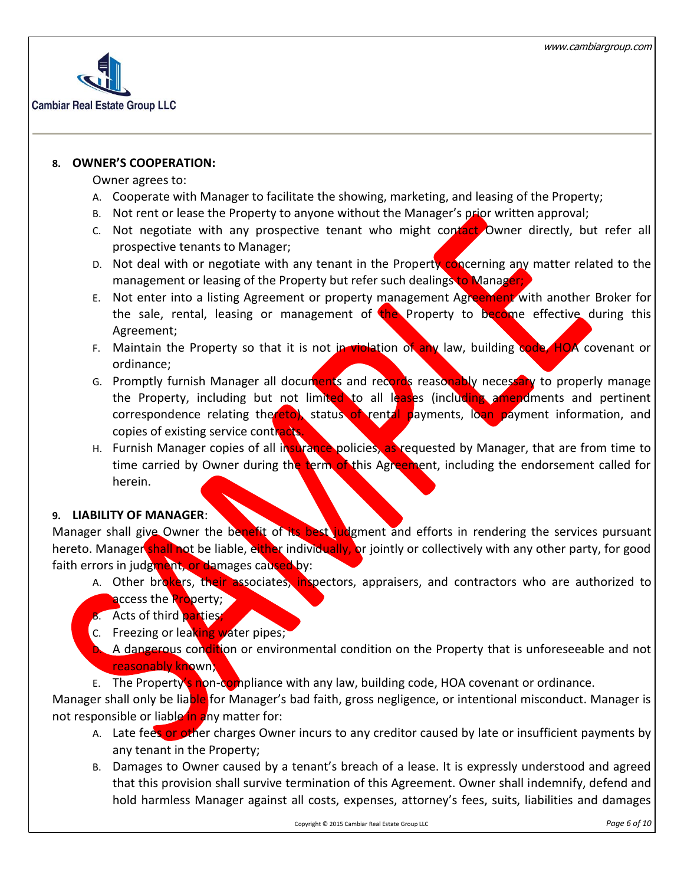## 8. OWNER'S COOPERATION:

Owner agrees to:

A. Cooperate with Manager to facilitate the showing, marketing, and leasing of the Property;

B. Not rent or lease the Property to anyone without the Manager's prior written approval;

C. Not negotiate with any prospective tenant who might contact Owner directly, but refer all prospective tenants to Manager;

D. Not deal with or negotiate with any tenant in the Property concerning any matter related to the management or leasing of the Property but refer such dealings to Manager;

E. Not enter into a listing Agreement or property management Agreement with another Broker for the sale, rental, leasing or management of the Property to become effective during this Agreement;

F. Maintain the Property so that it is not in violation of any law, building code, HOA covenant or ordinance;

G. Promptly furnish Manager all documents and records reasonably necessary to properly manage the Property, including but not limited to all leases (including amendments and pertinent correspondence relating thereto), status of rental payments, loan payment information, and copies of existing service contracts.

H. Furnish Manager copies of all insurance policies, as requested by Manager, that are from time to time carried by Owner during the term of this Agreement, including the endorsement called for herein.

## 9. LIABILITY OF MANAGER:

Manager shall give Owner the benefit of its best judgment and efforts in rendering the services pursuant hereto. Manager shall not be liable, either individually, or jointly or collectively with any other party, for good faith errors in judgment, or damages caused by:

A. Other brokers, their associates, inspectors, appraisers, and contractors who are authorized to access the Property;

B. Acts of third parties;

C. Freezing or leaking water pipes;

D. A dangerous condition or environmental condition on the Property that is unforeseeable and not reasonably known;

E. The Property's non-compliance with any law, building code, HOA covenant or ordinance.

Manager shall only be liable for Manager's bad faith, gross negligence, or intentional misconduct. Manager is not responsible or liable in any matter for:

A. Late fees or other charges Owner incurs to any creditor caused by late or insufficient payments by any tenant in the Property;

B. Damages to Owner caused by a tenant's breach of a lease. It is expressly understood and agreed that this provision shall survive termination of this Agreement. Owner shall indemnify, defend and hold harmless Manager against all costs, expenses, attorney's fees, suits, liabilities and damages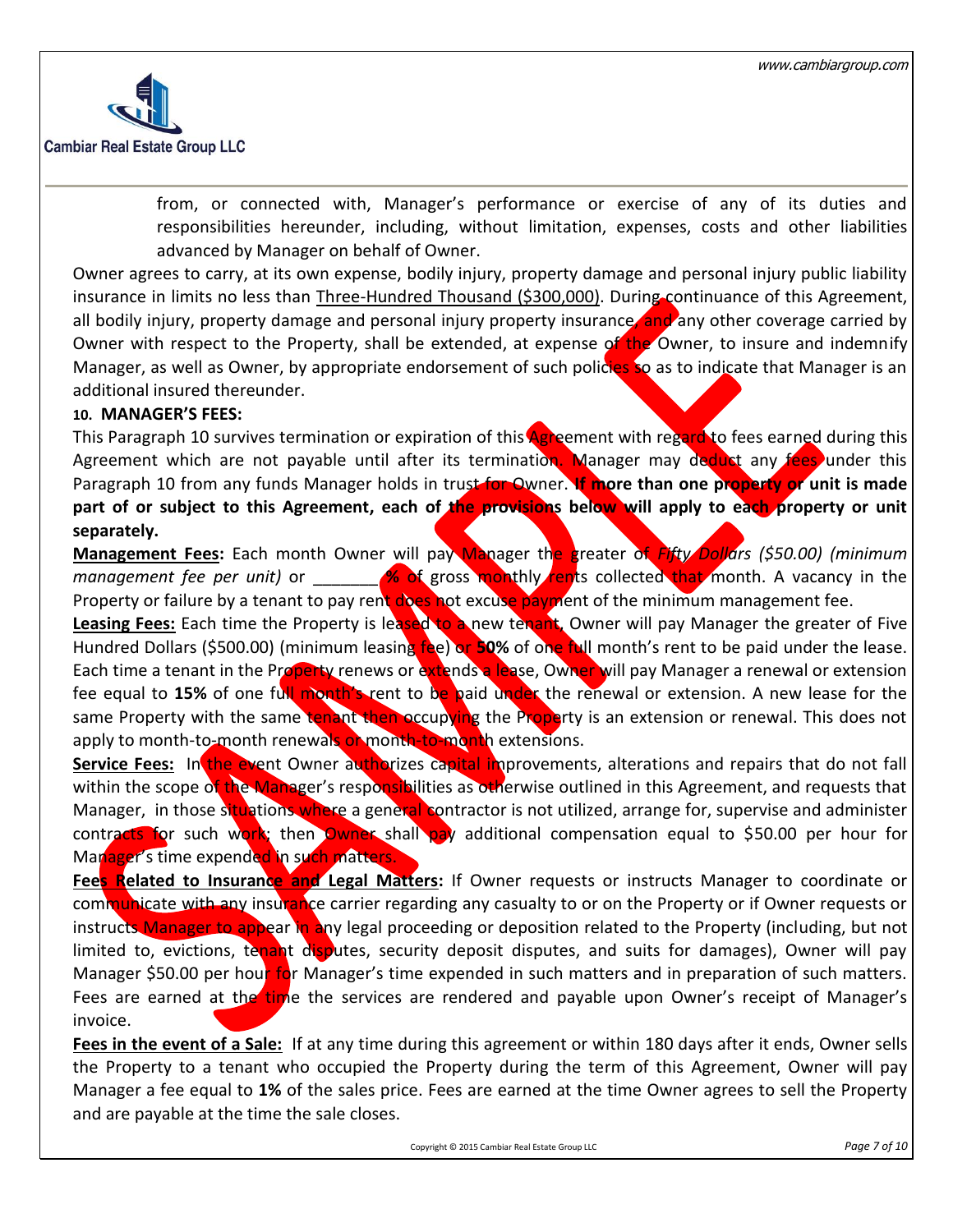from, or connected with, Manager's performance or exercise of any of its duties and responsibilities hereunder, including, without limitation, expenses, costs and other liabilities advanced by Manager on behalf of Owner.

Owner agrees to carry, at its own expense, bodily injury, property damage and personal injury public liability insurance in limits no less than Three-Hundred Thousand ($300,000). During continuance of this Agreement, all bodily injury, property damage and personal injury property insurance, and any other coverage carried by Owner with respect to the Property, shall be extended, at expense of the Owner, to insure and indemnify Manager, as well as Owner, by appropriate endorsement of such policies so as to indicate that Manager is an additional insured thereunder.

**10. MANAGER'S FEES:**

This Paragraph 10 survives termination or expiration of this Agreement with regard to fees earned during this Agreement which are not payable until after its termination. Manager may deduct any fees under this Paragraph 10 from any funds Manager holds in trust for Owner. **If more than one property or unit is made part of or subject to this Agreement, each of the provisions below will apply to each property or unit separately.**

**Management Fees:** Each month Owner will pay Manager the greater of *Fifty Dollars ($50.00) (minimum management fee per unit)* or _______ **%** of gross monthly rents collected that month. A vacancy in the Property or failure by a tenant to pay rent does not excuse payment of the minimum management fee.

**Leasing Fees:** Each time the Property is leased to a new tenant, Owner will pay Manager the greater of Five Hundred Dollars ($500.00) (minimum leasing fee) or **50%** of one full month's rent to be paid under the lease. Each time a tenant in the Property renews or extends a lease, Owner will pay Manager a renewal or extension fee equal to **15%** of one full month's rent to be paid under the renewal or extension. A new lease for the same Property with the same tenant then occupying the Property is an extension or renewal. This does not apply to month-to-month renewals or month-to-month extensions.

**Service Fees:** In the event Owner authorizes capital improvements, alterations and repairs that do not fall within the scope of the Manager's responsibilities as otherwise outlined in this Agreement, and requests that Manager, in those situations where a general contractor is not utilized, arrange for, supervise and administer contracts for such work; then Owner shall pay additional compensation equal to $50.00 per hour for Manager's time expended in such matters.

**Fees Related to Insurance and Legal Matters:** If Owner requests or instructs Manager to coordinate or communicate with any insurance carrier regarding any casualty to or on the Property or if Owner requests or instructs Manager to appear in any legal proceeding or deposition related to the Property (including, but not limited to, evictions, tenant disputes, security deposit disputes, and suits for damages), Owner will pay Manager $50.00 per hour for Manager's time expended in such matters and in preparation of such matters. Fees are earned at the time the services are rendered and payable upon Owner's receipt of Manager's invoice.

**Fees in the event of a Sale:** If at any time during this agreement or within 180 days after it ends, Owner sells the Property to a tenant who occupied the Property during the term of this Agreement, Owner will pay Manager a fee equal to **1%** of the sales price. Fees are earned at the time Owner agrees to sell the Property and are payable at the time the sale closes.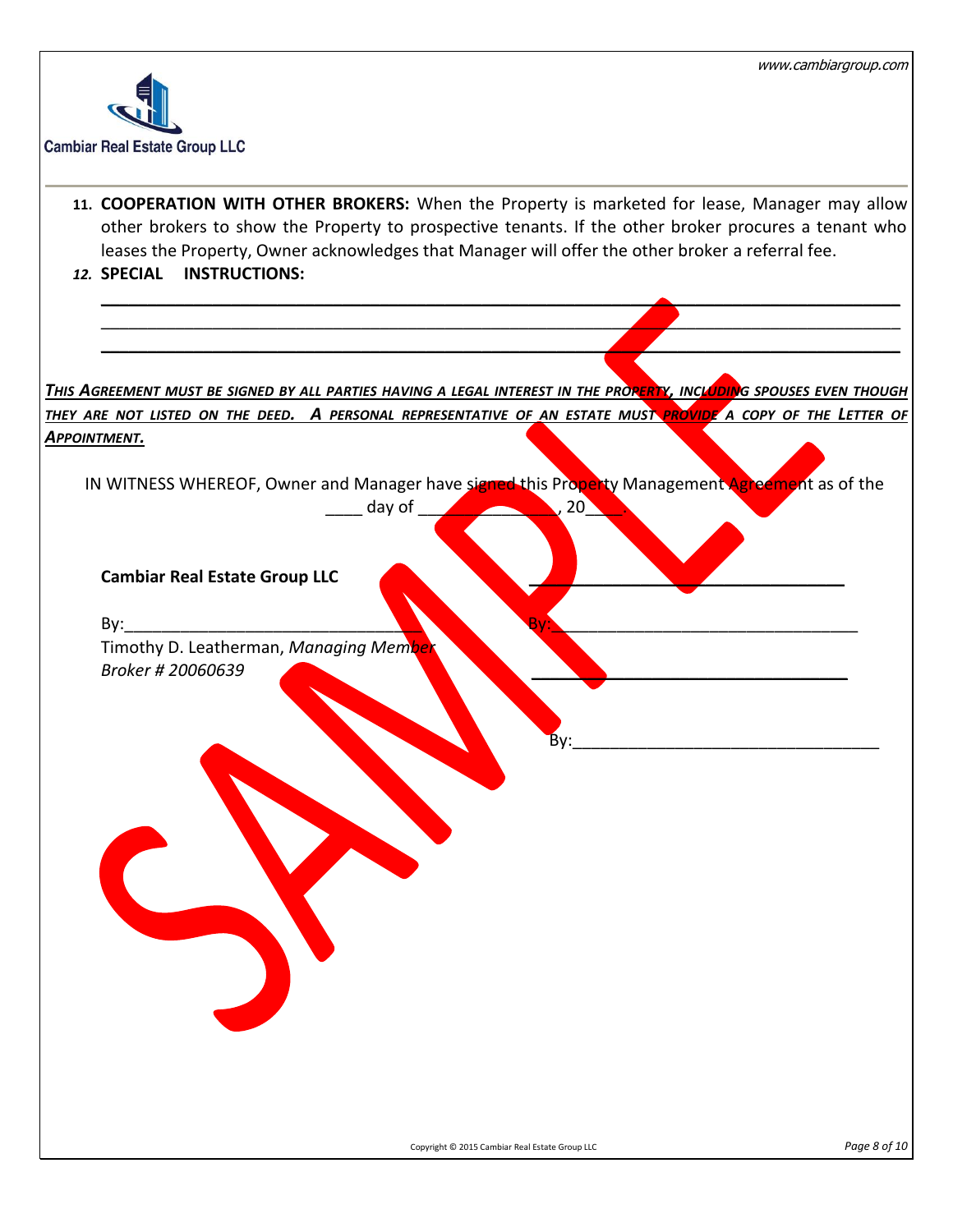11. **COOPERATION WITH OTHER BROKERS:** When the Property is marketed for lease, Manager may allow other brokers to show the Property to prospective tenants. If the other broker procures a tenant who leases the Property, Owner acknowledges that Manager will offer the other broker a referral fee.
12. **SPECIAL INSTRUCTIONS:**

___________________________________________________________________________

___________________________________________________________________________

___________________________________________________________________________

***THIS AGREEMENT MUST BE SIGNED BY ALL PARTIES HAVING A LEGAL INTEREST IN THE PROPERTY, INCLUDING SPOUSES EVEN THOUGH THEY ARE NOT LISTED ON THE DEED. A PERSONAL REPRESENTATIVE OF AN ESTATE MUST PROVIDE A COPY OF THE LETTER OF APPOINTMENT.***

IN WITNESS WHEREOF, Owner and Manager have signed this Property Management Agreement as of the ____ day of ______________, 20____.

**Cambiar Real Estate Group LLC** ________________________________

By:________________________________ By:________________________________

Timothy D. Leatherman, *Managing Member*

*Broker # 20060639* ________________________________

By:________________________________

SAMPLE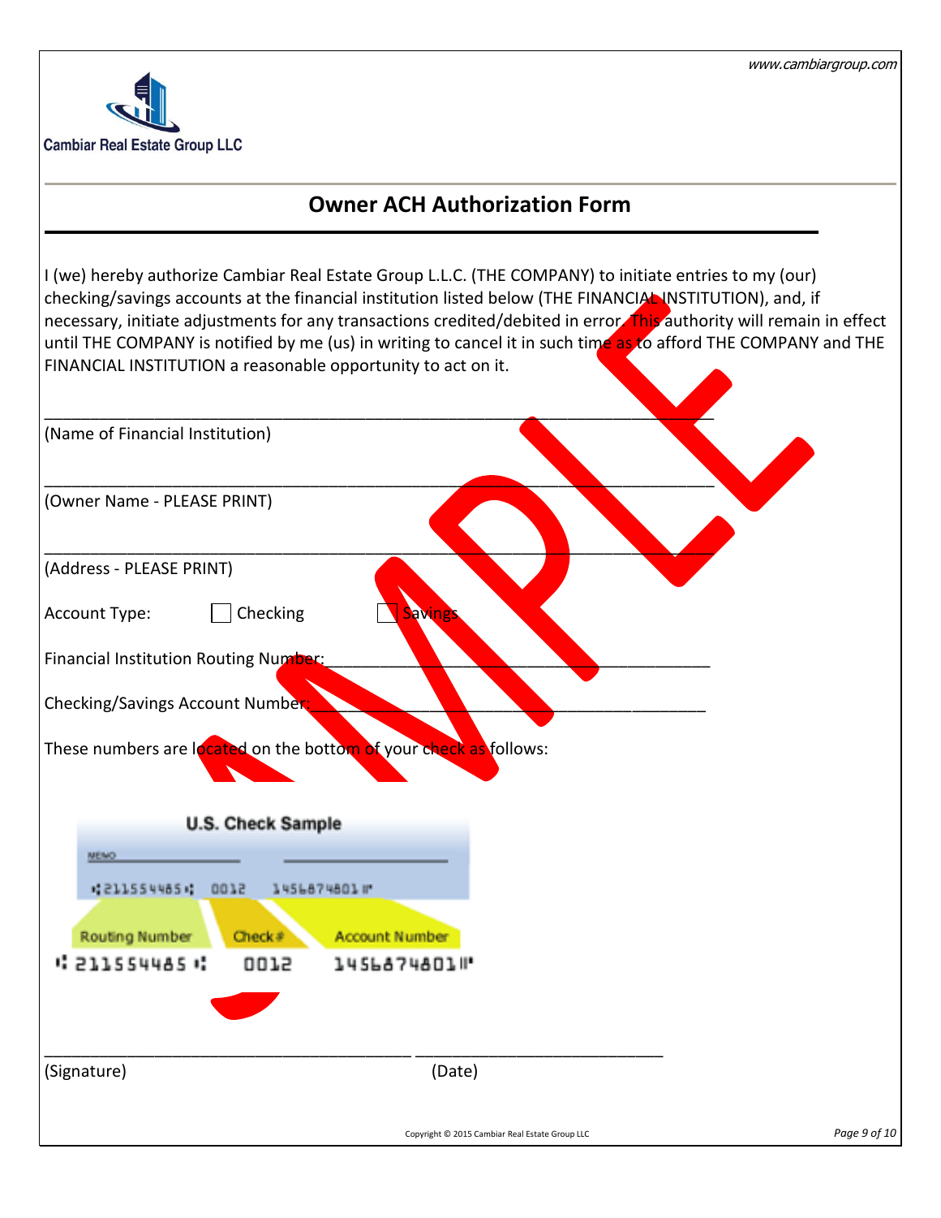Cambiar Real Estate Group LLC

## Owner ACH Authorization Form

I (we) hereby authorize Cambiar Real Estate Group L.L.C. (THE COMPANY) to initiate entries to my (our) checking/savings accounts at the financial institution listed below (THE FINANCIAL INSTITUTION), and, if necessary, initiate adjustments for any transactions credited/debited in error. This authority will remain in effect until THE COMPANY is notified by me (us) in writing to cancel it in such time as to afford THE COMPANY and THE FINANCIAL INSTITUTION a reasonable opportunity to act on it.

\_\_\_\_\_\_\_\_\_\_\_\_\_\_\_\_\_\_\_\_\_\_\_\_\_\_\_\_\_\_\_\_\_\_\_\_\_\_\_\_\_\_\_\_\_\_\_\_\_\_\_\_\_\_\_\_\_\_\_\_
(Name of Financial Institution)

\_\_\_\_\_\_\_\_\_\_\_\_\_\_\_\_\_\_\_\_\_\_\_\_\_\_\_\_\_\_\_\_\_\_\_\_\_\_\_\_\_\_\_\_\_\_\_\_\_\_\_\_\_\_\_\_\_\_\_\_
(Owner Name - PLEASE PRINT)

\_\_\_\_\_\_\_\_\_\_\_\_\_\_\_\_\_\_\_\_\_\_\_\_\_\_\_\_\_\_\_\_\_\_\_\_\_\_\_\_\_\_\_\_\_\_\_\_\_\_\_\_\_\_\_\_\_\_\_\_
(Address - PLEASE PRINT)

Account Type: ☐ Checking ☐ Savings

Financial Institution Routing Number:\_\_\_\_\_\_\_\_\_\_\_\_\_\_\_\_\_\_\_\_\_\_\_\_\_\_\_\_\_\_\_\_\_\_\_\_\_\_\_\_

Checking/Savings Account Number:\_\_\_\_\_\_\_\_\_\_\_\_\_\_\_\_\_\_\_\_\_\_\_\_\_\_\_\_\_\_\_\_\_\_\_\_\_\_\_\_\_\_

These numbers are located on the bottom of your check as follows:

U.S. Check Sample

MEMO

Routing Number: 211554485 | Check#: 0012 | Account Number: 1456874801

\_\_\_\_\_\_\_\_\_\_\_\_\_\_\_\_\_\_\_\_\_\_\_\_\_\_\_\_\_\_\_\_\_\_\_\_\_\_ \_\_\_\_\_\_\_\_\_\_\_\_\_\_\_\_\_\_\_\_\_\_\_\_\_\_
(Signature) (Date)

Copyright © 2015 Cambiar Real Estate Group LLC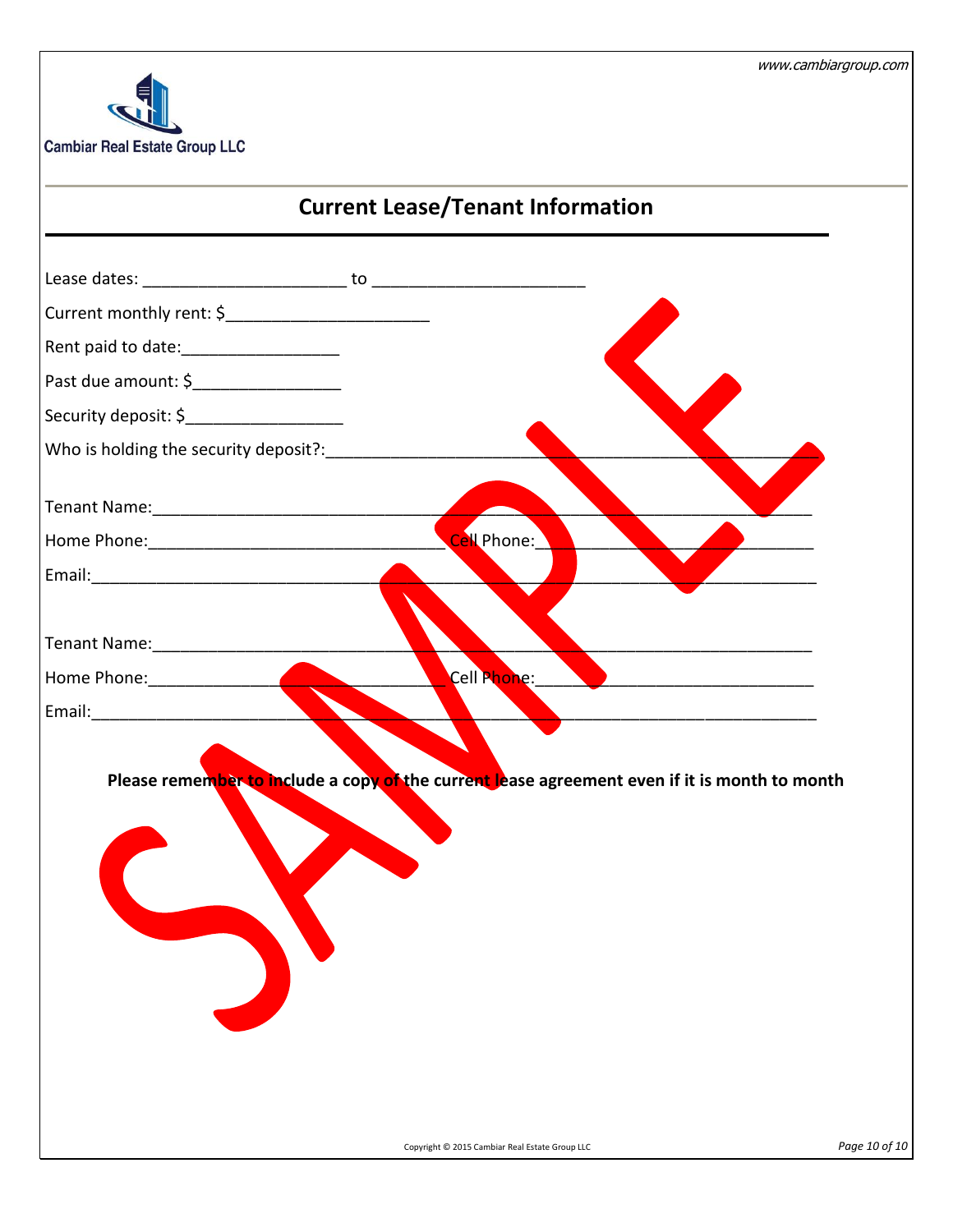Cambiar Real Estate Group LLC

www.cambiargroup.com

## Current Lease/Tenant Information

Lease dates: ______________________ to _______________________

Current monthly rent: $______________________

Rent paid to date:_________________

Past due amount: $________________

Security deposit: $_________________

Who is holding the security deposit?:_________________________________________________________

Tenant Name:_______________________________________________________________________

Home Phone:_______________________________ Cell Phone:______________________________

Email:____________________________________________________________________________

Tenant Name:_______________________________________________________________________

Home Phone:_______________________________ Cell Phone:______________________________

Email:____________________________________________________________________________

**Please remember to include a copy of the current lease agreement even if it is month to month**

SAMPLE

Copyright © 2015 Cambiar Real Estate Group LLC